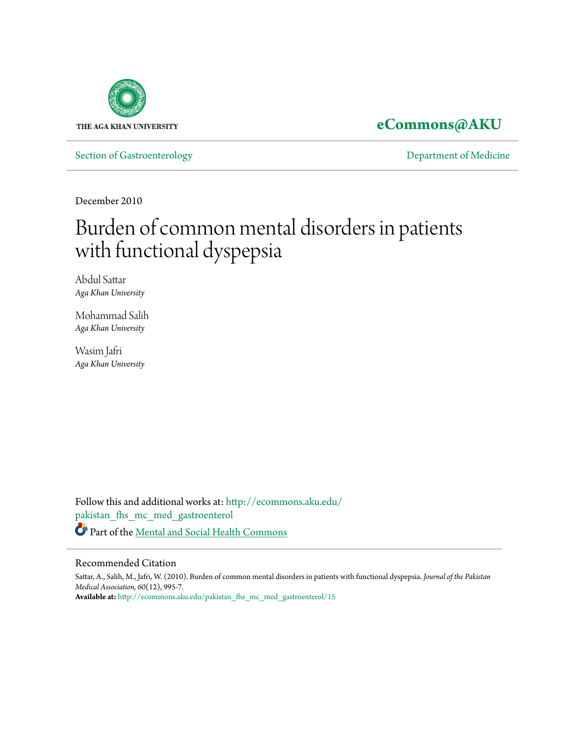THE AGA KHAN UNIVERSITY

**eCommons@AKU**

Section of Gastroenterology | Department of Medicine

December 2010

# Burden of common mental disorders in patients with functional dyspepsia

Abdul Sattar
*Aga Khan University*

Mohammad Salih
*Aga Khan University*

Wasim Jafri
*Aga Khan University*

Follow this and additional works at: http://ecommons.aku.edu/pakistan_fhs_mc_med_gastroenterol

Part of the Mental and Social Health Commons

## Recommended Citation

Sattar, A., Salih, M., Jafri, W. (2010). Burden of common mental disorders in patients with functional dyspepsia. *Journal of the Pakistan Medical Association, 60*(12), 995-7.

**Available at:** http://ecommons.aku.edu/pakistan_fhs_mc_med_gastroenterol/15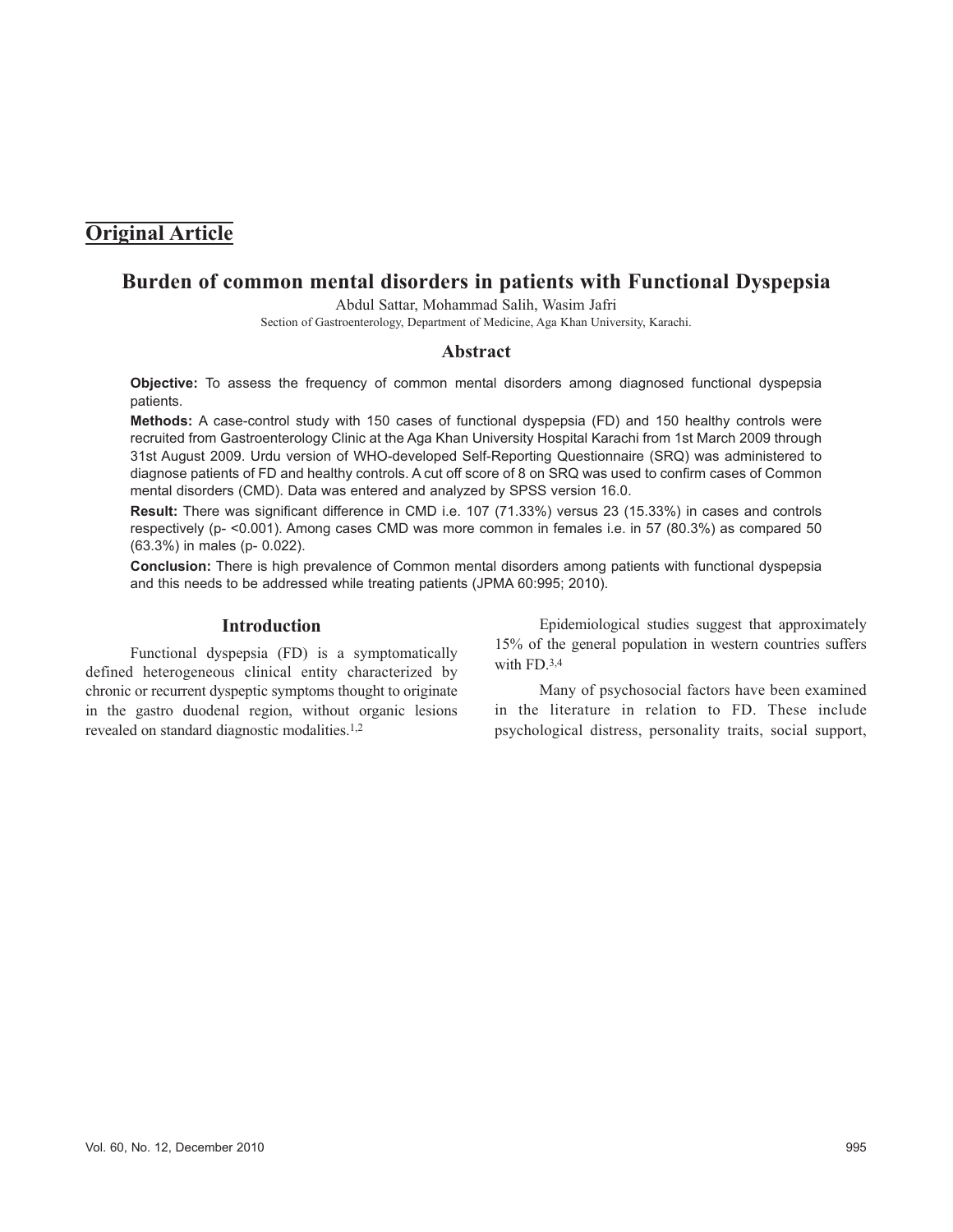## Original Article

# Burden of common mental disorders in patients with Functional Dyspepsia

Abdul Sattar, Mohammad Salih, Wasim Jafri

Section of Gastroenterology, Department of Medicine, Aga Khan University, Karachi.

## Abstract

**Objective:** To assess the frequency of common mental disorders among diagnosed functional dyspepsia patients.

**Methods:** A case-control study with 150 cases of functional dyspepsia (FD) and 150 healthy controls were recruited from Gastroenterology Clinic at the Aga Khan University Hospital Karachi from 1st March 2009 through 31st August 2009. Urdu version of WHO-developed Self-Reporting Questionnaire (SRQ) was administered to diagnose patients of FD and healthy controls. A cut off score of 8 on SRQ was used to confirm cases of Common mental disorders (CMD). Data was entered and analyzed by SPSS version 16.0.

**Result:** There was significant difference in CMD i.e. 107 (71.33%) versus 23 (15.33%) in cases and controls respectively (p- <0.001). Among cases CMD was more common in females i.e. in 57 (80.3%) as compared 50 (63.3%) in males (p- 0.022).

**Conclusion:** There is high prevalence of Common mental disorders among patients with functional dyspepsia and this needs to be addressed while treating patients (JPMA 60:995; 2010).

## Introduction

Functional dyspepsia (FD) is a symptomatically defined heterogeneous clinical entity characterized by chronic or recurrent dyspeptic symptoms thought to originate in the gastro duodenal region, without organic lesions revealed on standard diagnostic modalities.[1,2]

Epidemiological studies suggest that approximately 15% of the general population in western countries suffers with FD.[3,4]

Many of psychosocial factors have been examined in the literature in relation to FD. These include psychological distress, personality traits, social support,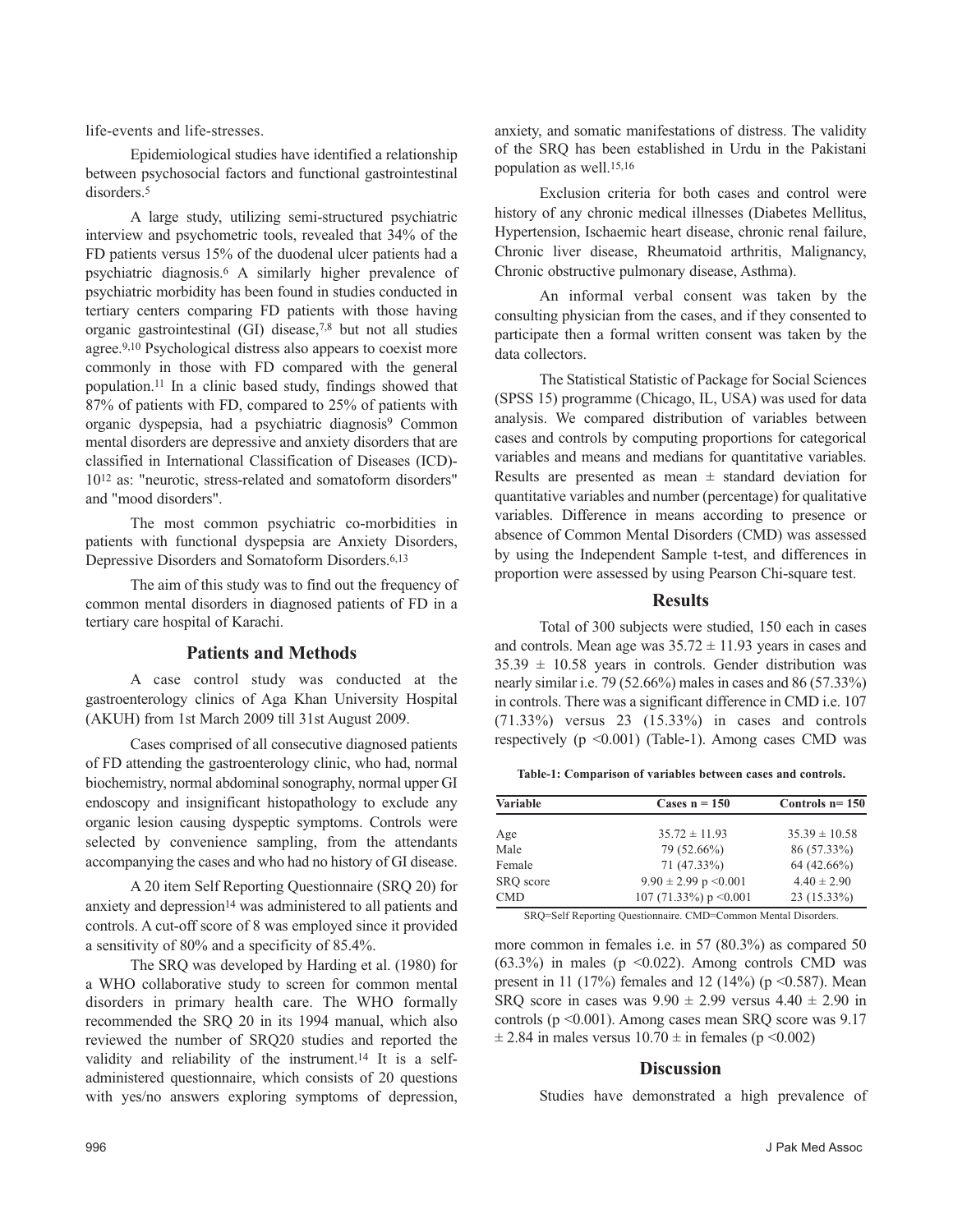life-events and life-stresses.

Epidemiological studies have identified a relationship between psychosocial factors and functional gastrointestinal disorders.[5]

A large study, utilizing semi-structured psychiatric interview and psychometric tools, revealed that 34% of the FD patients versus 15% of the duodenal ulcer patients had a psychiatric diagnosis.[6] A similarly higher prevalence of psychiatric morbidity has been found in studies conducted in tertiary centers comparing FD patients with those having organic gastrointestinal (GI) disease,[7,8] but not all studies agree.[9,10] Psychological distress also appears to coexist more commonly in those with FD compared with the general population.[11] In a clinic based study, findings showed that 87% of patients with FD, compared to 25% of patients with organic dyspepsia, had a psychiatric diagnosis[9] Common mental disorders are depressive and anxiety disorders that are classified in International Classification of Diseases (ICD)-10[12] as: "neurotic, stress-related and somatoform disorders" and "mood disorders".

The most common psychiatric co-morbidities in patients with functional dyspepsia are Anxiety Disorders, Depressive Disorders and Somatoform Disorders.[6,13]

The aim of this study was to find out the frequency of common mental disorders in diagnosed patients of FD in a tertiary care hospital of Karachi.

## Patients and Methods

A case control study was conducted at the gastroenterology clinics of Aga Khan University Hospital (AKUH) from 1st March 2009 till 31st August 2009.

Cases comprised of all consecutive diagnosed patients of FD attending the gastroenterology clinic, who had, normal biochemistry, normal abdominal sonography, normal upper GI endoscopy and insignificant histopathology to exclude any organic lesion causing dyspeptic symptoms. Controls were selected by convenience sampling, from the attendants accompanying the cases and who had no history of GI disease.

A 20 item Self Reporting Questionnaire (SRQ 20) for anxiety and depression[14] was administered to all patients and controls. A cut-off score of 8 was employed since it provided a sensitivity of 80% and a specificity of 85.4%.

The SRQ was developed by Harding et al. (1980) for a WHO collaborative study to screen for common mental disorders in primary health care. The WHO formally recommended the SRQ 20 in its 1994 manual, which also reviewed the number of SRQ20 studies and reported the validity and reliability of the instrument.[14] It is a self-administered questionnaire, which consists of 20 questions with yes/no answers exploring symptoms of depression, anxiety, and somatic manifestations of distress. The validity of the SRQ has been established in Urdu in the Pakistani population as well.[15,16]

Exclusion criteria for both cases and control were history of any chronic medical illnesses (Diabetes Mellitus, Hypertension, Ischaemic heart disease, chronic renal failure, Chronic liver disease, Rheumatoid arthritis, Malignancy, Chronic obstructive pulmonary disease, Asthma).

An informal verbal consent was taken by the consulting physician from the cases, and if they consented to participate then a formal written consent was taken by the data collectors.

The Statistical Statistic of Package for Social Sciences (SPSS 15) programme (Chicago, IL, USA) was used for data analysis. We compared distribution of variables between cases and controls by computing proportions for categorical variables and means and medians for quantitative variables. Results are presented as mean ± standard deviation for quantitative variables and number (percentage) for qualitative variables. Difference in means according to presence or absence of Common Mental Disorders (CMD) was assessed by using the Independent Sample t-test, and differences in proportion were assessed by using Pearson Chi-square test.

## Results

Total of 300 subjects were studied, 150 each in cases and controls. Mean age was 35.72 ± 11.93 years in cases and 35.39 ± 10.58 years in controls. Gender distribution was nearly similar i.e. 79 (52.66%) males in cases and 86 (57.33%) in controls. There was a significant difference in CMD i.e. 107 (71.33%) versus 23 (15.33%) in cases and controls respectively ($p < 0.001$) (Table-1). Among cases CMD was more common in females i.e. in 57 (80.3%) as compared 50 (63.3%) in males ($p < 0.022$). Among controls CMD was present in 11 (17%) females and 12 (14%) ($p < 0.587$). Mean SRQ score in cases was 9.90 ± 2.99 versus 4.40 ± 2.90 in controls ($p < 0.001$). Among cases mean SRQ score was 9.17 ± 2.84 in males versus 10.70 ± in females ($p < 0.002$)

**Table-1: Comparison of variables between cases and controls.**

| Variable | Cases n = 150 | Controls n= 150 |
|---|---|---|
| Age | 35.72 ± 11.93 | 35.39 ± 10.58 |
| Male | 79 (52.66%) | 86 (57.33%) |
| Female | 71 (47.33%) | 64 (42.66%) |
| SRQ score | 9.90 ± 2.99 p <0.001 | 4.40 ± 2.90 |
| CMD | 107 (71.33%) p <0.001 | 23 (15.33%) |

SRQ=Self Reporting Questionnaire. CMD=Common Mental Disorders.

## Discussion

Studies have demonstrated a high prevalence of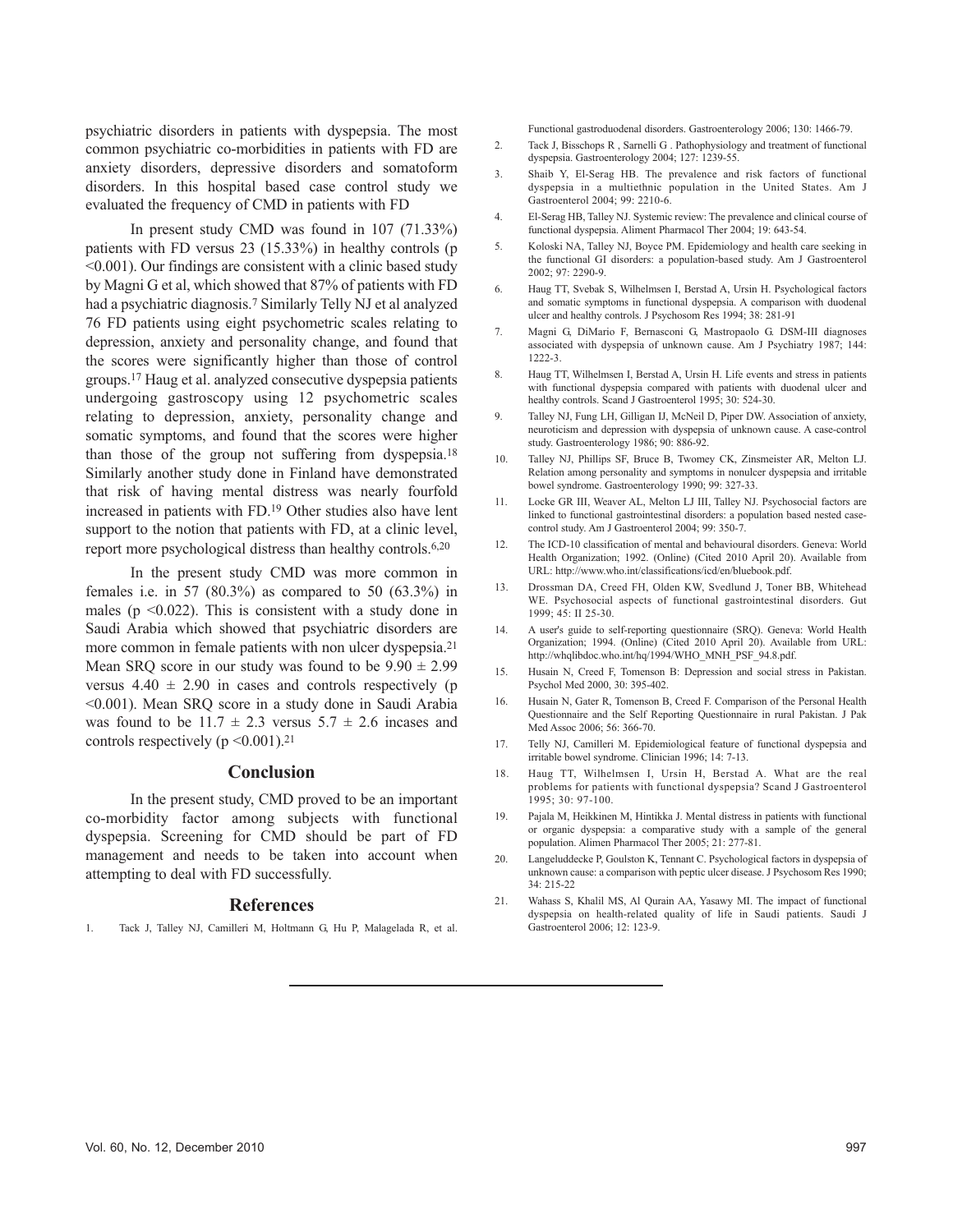psychiatric disorders in patients with dyspepsia. The most common psychiatric co-morbidities in patients with FD are anxiety disorders, depressive disorders and somatoform disorders. In this hospital based case control study we evaluated the frequency of CMD in patients with FD

In present study CMD was found in 107 (71.33%) patients with FD versus 23 (15.33%) in healthy controls ($p < 0.001$). Our findings are consistent with a clinic based study by Magni G et al, which showed that 87% of patients with FD had a psychiatric diagnosis.[7] Similarly Telly NJ et al analyzed 76 FD patients using eight psychometric scales relating to depression, anxiety and personality change, and found that the scores were significantly higher than those of control groups.[17] Haug et al. analyzed consecutive dyspepsia patients undergoing gastroscopy using 12 psychometric scales relating to depression, anxiety, personality change and somatic symptoms, and found that the scores were higher than those of the group not suffering from dyspepsia.[18] Similarly another study done in Finland have demonstrated that risk of having mental distress was nearly fourfold increased in patients with FD.[19] Other studies also have lent support to the notion that patients with FD, at a clinic level, report more psychological distress than healthy controls.[6,20]

In the present study CMD was more common in females i.e. in 57 (80.3%) as compared to 50 (63.3%) in males ($p < 0.022$). This is consistent with a study done in Saudi Arabia which showed that psychiatric disorders are more common in female patients with non ulcer dyspepsia.[21] Mean SRQ score in our study was found to be $9.90 \pm 2.99$ versus $4.40 \pm 2.90$ in cases and controls respectively ($p < 0.001$). Mean SRQ score in a study done in Saudi Arabia was found to be $11.7 \pm 2.3$ versus $5.7 \pm 2.6$ incases and controls respectively ($p < 0.001$).[21]

## Conclusion

In the present study, CMD proved to be an important co-morbidity factor among subjects with functional dyspepsia. Screening for CMD should be part of FD management and needs to be taken into account when attempting to deal with FD successfully.

## References

1. Tack J, Talley NJ, Camilleri M, Holtmann G, Hu P, Malagelada R, et al. Functional gastroduodenal disorders. Gastroenterology 2006; 130: 1466-79.
2. Tack J, Bisschops R , Sarnelli G . Pathophysiology and treatment of functional dyspepsia. Gastroenterology 2004; 127: 1239-55.
3. Shaib Y, El-Serag HB. The prevalence and risk factors of functional dyspepsia in a multiethnic population in the United States. Am J Gastroenterol 2004; 99: 2210-6.
4. El-Serag HB, Talley NJ. Systemic review: The prevalence and clinical course of functional dyspepsia. Aliment Pharmacol Ther 2004; 19: 643-54.
5. Koloski NA, Talley NJ, Boyce PM. Epidemiology and health care seeking in the functional GI disorders: a population-based study. Am J Gastroenterol 2002; 97: 2290-9.
6. Haug TT, Svebak S, Wilhelmsen I, Berstad A, Ursin H. Psychological factors and somatic symptoms in functional dyspepsia. A comparison with duodenal ulcer and healthy controls. J Psychosom Res 1994; 38: 281-91
7. Magni G, DiMario F, Bernasconi G, Mastropaolo G. DSM-III diagnoses associated with dyspepsia of unknown cause. Am J Psychiatry 1987; 144: 1222-3.
8. Haug TT, Wilhelmsen I, Berstad A, Ursin H. Life events and stress in patients with functional dyspepsia compared with patients with duodenal ulcer and healthy controls. Scand J Gastroenterol 1995; 30: 524-30.
9. Talley NJ, Fung LH, Gilligan IJ, McNeil D, Piper DW. Association of anxiety, neuroticism and depression with dyspepsia of unknown cause. A case-control study. Gastroenterology 1986; 90: 886-92.
10. Talley NJ, Phillips SF, Bruce B, Twomey CK, Zinsmeister AR, Melton LJ. Relation among personality and symptoms in nonulcer dyspepsia and irritable bowel syndrome. Gastroenterology 1990; 99: 327-33.
11. Locke GR III, Weaver AL, Melton LJ III, Talley NJ. Psychosocial factors are linked to functional gastrointestinal disorders: a population based nested case-control study. Am J Gastroenterol 2004; 99: 350-7.
12. The ICD-10 classification of mental and behavioural disorders. Geneva: World Health Organization; 1992. (Online) (Cited 2010 April 20). Available from URL: http://www.who.int/classifications/icd/en/bluebook.pdf.
13. Drossman DA, Creed FH, Olden KW, Svedlund J, Toner BB, Whitehead WE. Psychosocial aspects of functional gastrointestinal disorders. Gut 1999; 45: II 25-30.
14. A user's guide to self-reporting questionnaire (SRQ). Geneva: World Health Organization; 1994. (Online) (Cited 2010 April 20). Available from URL: http://whqlibdoc.who.int/hq/1994/WHO_MNH_PSF_94.8.pdf.
15. Husain N, Creed F, Tomenson B: Depression and social stress in Pakistan. Psychol Med 2000, 30: 395-402.
16. Husain N, Gater R, Tomenson B, Creed F. Comparison of the Personal Health Questionnaire and the Self Reporting Questionnaire in rural Pakistan. J Pak Med Assoc 2006; 56: 366-70.
17. Telly NJ, Camilleri M. Epidemiological feature of functional dyspepsia and irritable bowel syndrome. Clinician 1996; 14: 7-13.
18. Haug TT, Wilhelmsen I, Ursin H, Berstad A. What are the real problems for patients with functional dyspepsia? Scand J Gastroenterol 1995; 30: 97-100.
19. Pajala M, Heikkinen M, Hintikka J. Mental distress in patients with functional or organic dyspepsia: a comparative study with a sample of the general population. Alimen Pharmacol Ther 2005; 21: 277-81.
20. Langeluddecke P, Goulston K, Tennant C. Psychological factors in dyspepsia of unknown cause: a comparison with peptic ulcer disease. J Psychosom Res 1990; 34: 215-22
21. Wahass S, Khalil MS, Al Qurain AA, Yasawy MI. The impact of functional dyspepsia on health-related quality of life in Saudi patients. Saudi J Gastroenterol 2006; 12: 123-9.